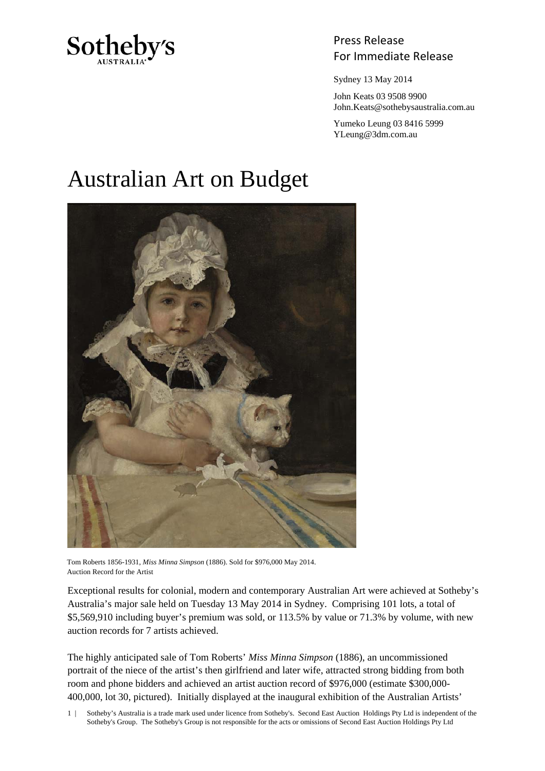Sotheby's
AUSTRALIA

Press Release
For Immediate Release

Sydney 13 May 2014

John Keats 03 9508 9900
John.Keats@sothebysaustralia.com.au

Yumeko Leung 03 8416 5999
YLeung@3dm.com.au

# Australian Art on Budget

Tom Roberts 1856-1931, *Miss Minna Simpson* (1886). Sold for $976,000 May 2014.
Auction Record for the Artist

Exceptional results for colonial, modern and contemporary Australian Art were achieved at Sotheby's Australia's major sale held on Tuesday 13 May 2014 in Sydney. Comprising 101 lots, a total of $5,569,910 including buyer's premium was sold, or 113.5% by value or 71.3% by volume, with new auction records for 7 artists achieved.

The highly anticipated sale of Tom Roberts' *Miss Minna Simpson* (1886), an uncommissioned portrait of the niece of the artist's then girlfriend and later wife, attracted strong bidding from both room and phone bidders and achieved an artist auction record of $976,000 (estimate $300,000-400,000, lot 30, pictured). Initially displayed at the inaugural exhibition of the Australian Artists'

Sotheby's Australia is a trade mark used under licence from Sotheby's. Second East Auction Holdings Pty Ltd is independent of the Sotheby's Group. The Sotheby's Group is not responsible for the acts or omissions of Second East Auction Holdings Pty Ltd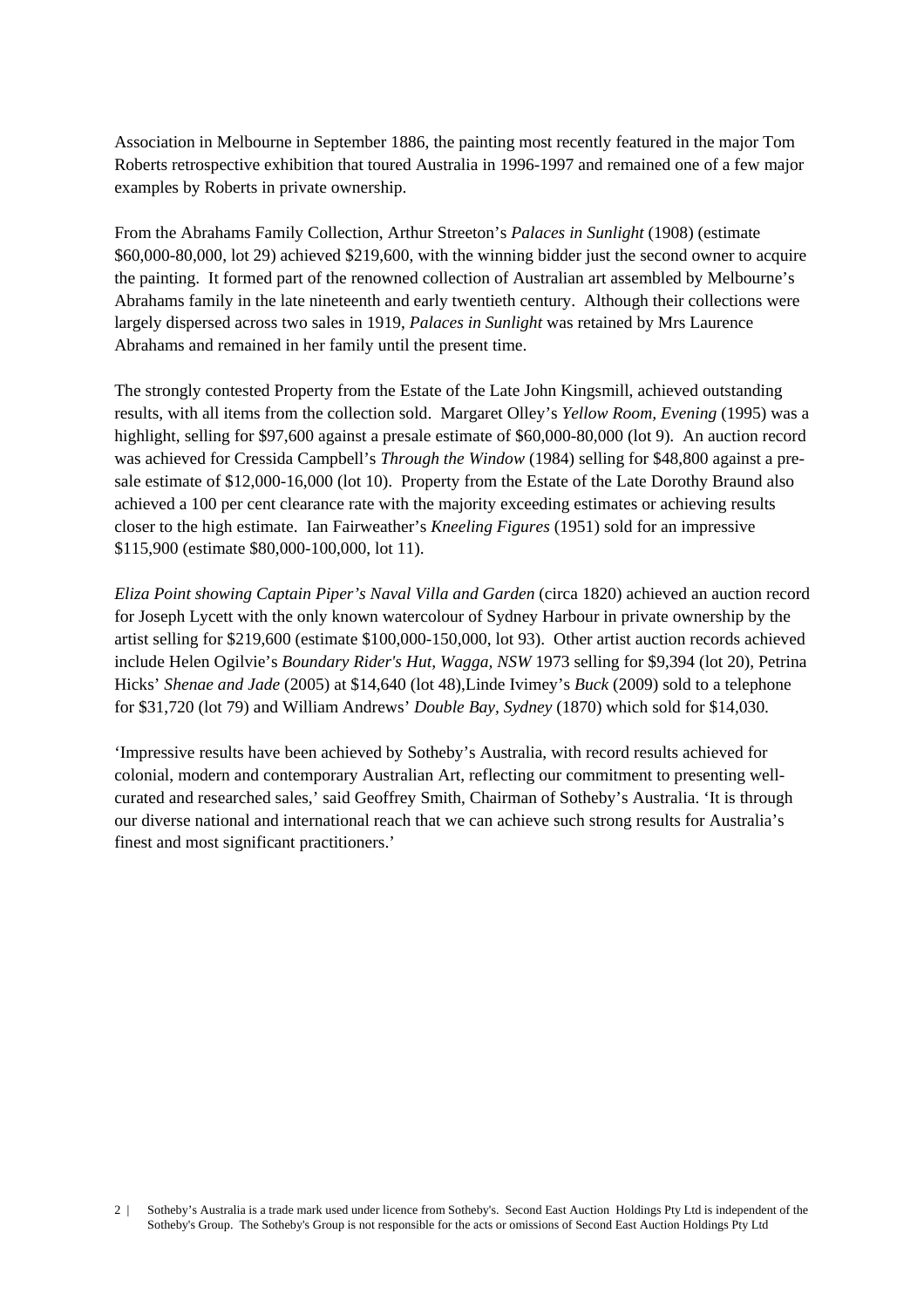Association in Melbourne in September 1886, the painting most recently featured in the major Tom Roberts retrospective exhibition that toured Australia in 1996-1997 and remained one of a few major examples by Roberts in private ownership.

From the Abrahams Family Collection, Arthur Streeton's *Palaces in Sunlight* (1908) (estimate $60,000-80,000, lot 29) achieved $219,600, with the winning bidder just the second owner to acquire the painting. It formed part of the renowned collection of Australian art assembled by Melbourne's Abrahams family in the late nineteenth and early twentieth century. Although their collections were largely dispersed across two sales in 1919, *Palaces in Sunlight* was retained by Mrs Laurence Abrahams and remained in her family until the present time.

The strongly contested Property from the Estate of the Late John Kingsmill, achieved outstanding results, with all items from the collection sold. Margaret Olley's *Yellow Room, Evening* (1995) was a highlight, selling for $97,600 against a presale estimate of $60,000-80,000 (lot 9). An auction record was achieved for Cressida Campbell's *Through the Window* (1984) selling for $48,800 against a pre-sale estimate of $12,000-16,000 (lot 10). Property from the Estate of the Late Dorothy Braund also achieved a 100 per cent clearance rate with the majority exceeding estimates or achieving results closer to the high estimate. Ian Fairweather's *Kneeling Figures* (1951) sold for an impressive $115,900 (estimate $80,000-100,000, lot 11).

*Eliza Point showing Captain Piper's Naval Villa and Garden* (circa 1820) achieved an auction record for Joseph Lycett with the only known watercolour of Sydney Harbour in private ownership by the artist selling for $219,600 (estimate $100,000-150,000, lot 93). Other artist auction records achieved include Helen Ogilvie's *Boundary Rider's Hut, Wagga, NSW* 1973 selling for $9,394 (lot 20), Petrina Hicks' *Shenae and Jade* (2005) at $14,640 (lot 48),Linde Ivimey's *Buck* (2009) sold to a telephone for $31,720 (lot 79) and William Andrews' *Double Bay, Sydney* (1870) which sold for $14,030.

'Impressive results have been achieved by Sotheby's Australia, with record results achieved for colonial, modern and contemporary Australian Art, reflecting our commitment to presenting well-curated and researched sales,' said Geoffrey Smith, Chairman of Sotheby's Australia. 'It is through our diverse national and international reach that we can achieve such strong results for Australia's finest and most significant practitioners.'

Sotheby's Australia is a trade mark used under licence from Sotheby's. Second East Auction Holdings Pty Ltd is independent of the Sotheby's Group. The Sotheby's Group is not responsible for the acts or omissions of Second East Auction Holdings Pty Ltd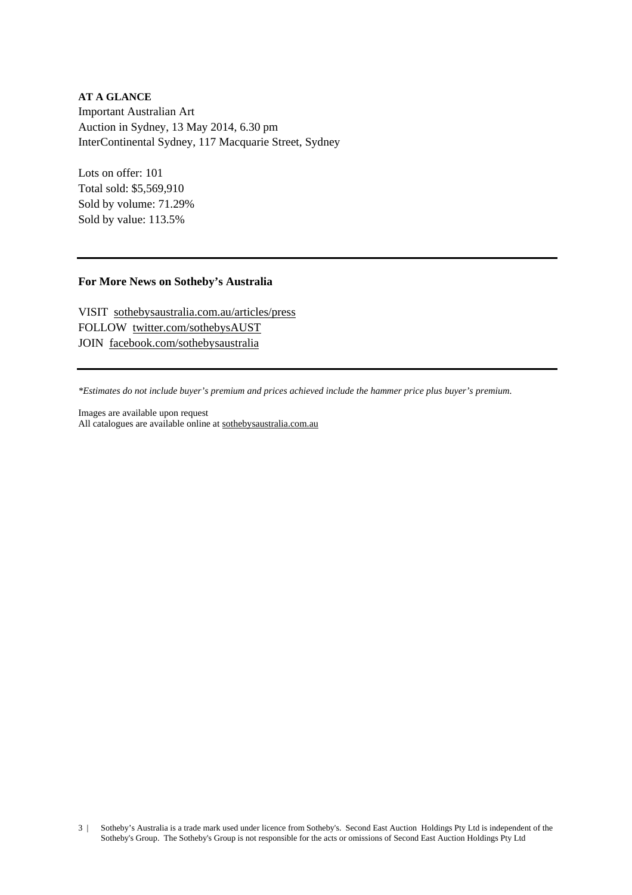**AT A GLANCE**
Important Australian Art
Auction in Sydney, 13 May 2014, 6.30 pm
InterContinental Sydney, 117 Macquarie Street, Sydney

Lots on offer: 101
Total sold: $5,569,910
Sold by volume: 71.29%
Sold by value: 113.5%

---

**For More News on Sotheby's Australia**

VISIT sothebysaustralia.com.au/articles/press
FOLLOW twitter.com/sothebysAUST
JOIN facebook.com/sothebysaustralia

---

*\*Estimates do not include buyer's premium and prices achieved include the hammer price plus buyer's premium.*

Images are available upon request
All catalogues are available online at sothebysaustralia.com.au

Sotheby's Australia is a trade mark used under licence from Sotheby's. Second East Auction Holdings Pty Ltd is independent of the Sotheby's Group. The Sotheby's Group is not responsible for the acts or omissions of Second East Auction Holdings Pty Ltd